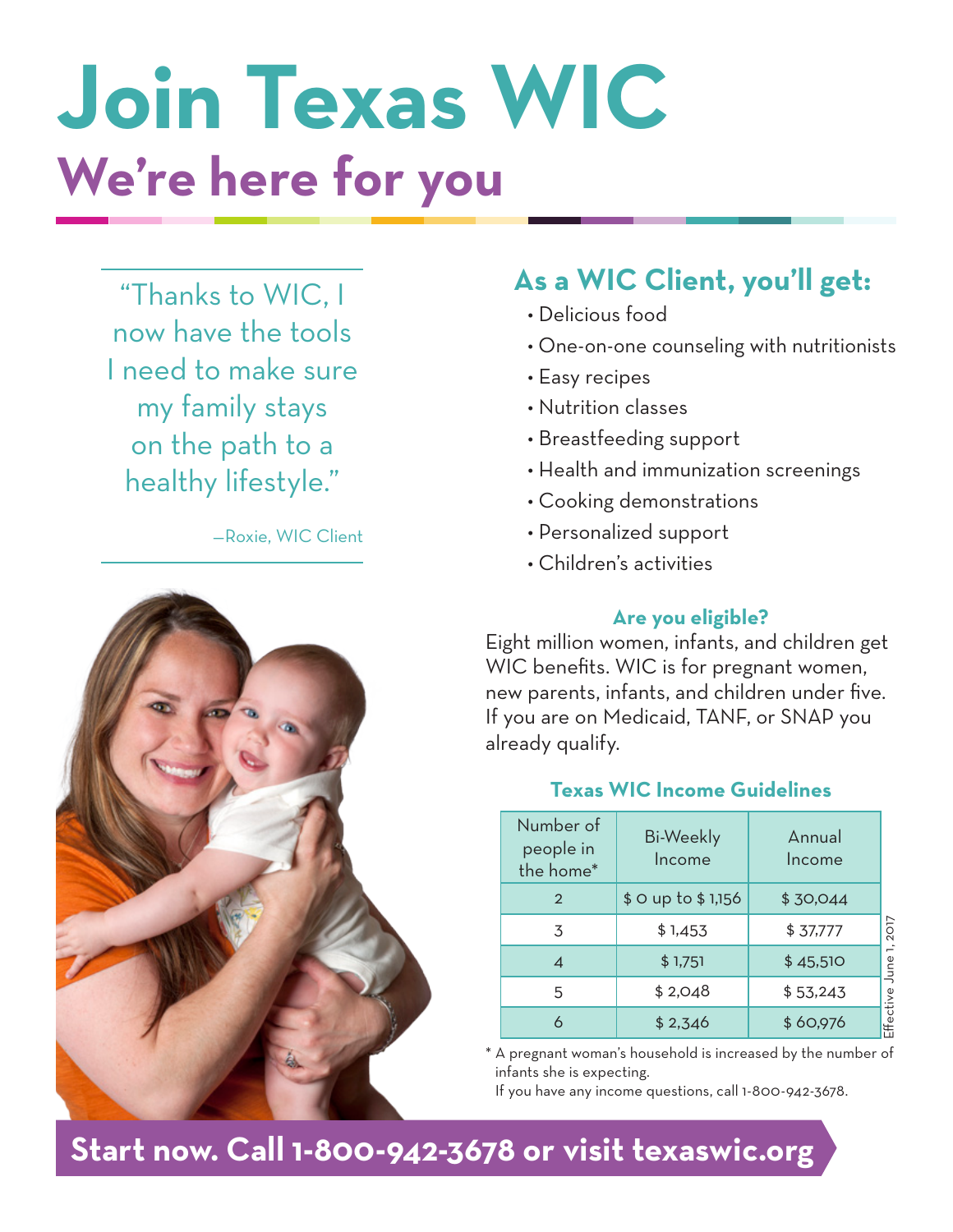# Join Texas WIC

## We're here for you

"Thanks to WIC, I now have the tools I need to make sure my family stays on the path to a healthy lifestyle."

—Roxie, WIC Client

## As a WIC Client, you'll get:

- Delicious food
- One-on-one counseling with nutritionists
- Easy recipes
- Nutrition classes
- Breastfeeding support
- Health and immunization screenings
- Cooking demonstrations
- Personalized support
- Children's activities

### Are you eligible?

Eight million women, infants, and children get WIC benefits. WIC is for pregnant women, new parents, infants, and children under five. If you are on Medicaid, TANF, or SNAP you already qualify.

### Texas WIC Income Guidelines

| Number of people in the home* | Bi-Weekly Income | Annual Income |
|---|---|---|
| 2 | $ 0 up to $ 1,156 | $ 30,044 |
| 3 | $ 1,453 | $ 37,777 |
| 4 | $ 1,751 | $ 45,510 |
| 5 | $ 2,048 | $ 53,243 |
| 6 | $ 2,346 | $ 60,976 |

Effective June 1, 2017

* A pregnant woman's household is increased by the number of infants she is expecting.
If you have any income questions, call 1-800-942-3678.

**Start now. Call 1-800-942-3678 or visit texaswic.org**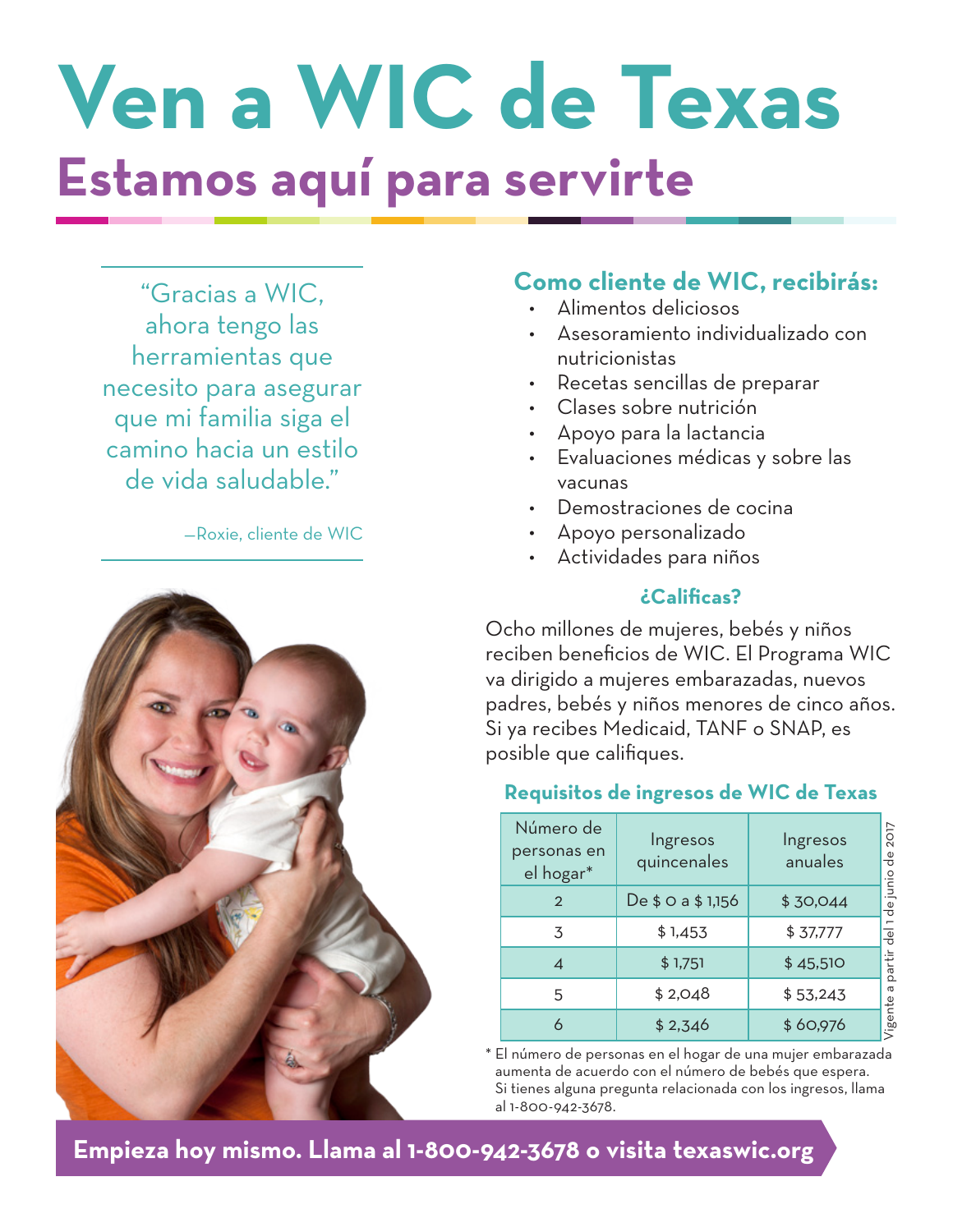# Ven a WIC de Texas

## Estamos aquí para servirte

"Gracias a WIC, ahora tengo las herramientas que necesito para asegurar que mi familia siga el camino hacia un estilo de vida saludable."

—Roxie, cliente de WIC

### Como cliente de WIC, recibirás:

- Alimentos deliciosos
- Asesoramiento individualizado con nutricionistas
- Recetas sencillas de preparar
- Clases sobre nutrición
- Apoyo para la lactancia
- Evaluaciones médicas y sobre las vacunas
- Demostraciones de cocina
- Apoyo personalizado
- Actividades para niños

### ¿Calificas?

Ocho millones de mujeres, bebés y niños reciben beneficios de WIC. El Programa WIC va dirigido a mujeres embarazadas, nuevos padres, bebés y niños menores de cinco años. Si ya recibes Medicaid, TANF o SNAP, es posible que califiques.

### Requisitos de ingresos de WIC de Texas

| Número de personas en el hogar* | Ingresos quincenales | Ingresos anuales |
|---|---|---|
| 2 | De $ 0 a $ 1,156 | $ 30,044 |
| 3 | $ 1,453 | $ 37,777 |
| 4 | $ 1,751 | $ 45,510 |
| 5 | $ 2,048 | $ 53,243 |
| 6 | $ 2,346 | $ 60,976 |

Vigente a partir del 1 de junio de 2017

* El número de personas en el hogar de una mujer embarazada aumenta de acuerdo con el número de bebés que espera. Si tienes alguna pregunta relacionada con los ingresos, llama al 1-800-942-3678.

**Empieza hoy mismo. Llama al 1-800-942-3678 o visita texaswic.org**